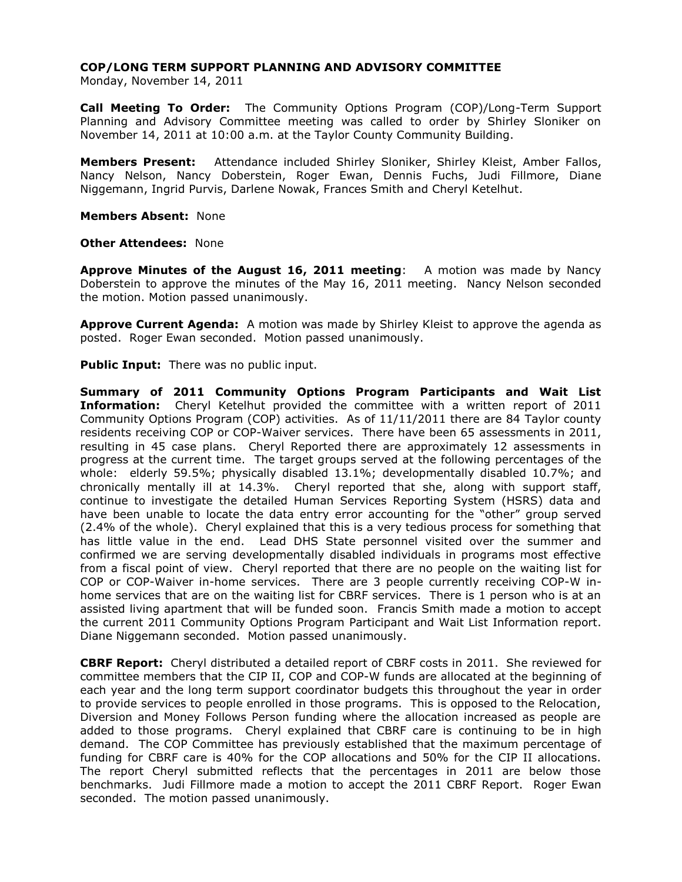**COP/LONG TERM SUPPORT PLANNING AND ADVISORY COMMITTEE**
Monday, November 14, 2011

**Call Meeting To Order:** The Community Options Program (COP)/Long-Term Support Planning and Advisory Committee meeting was called to order by Shirley Sloniker on November 14, 2011 at 10:00 a.m. at the Taylor County Community Building.

**Members Present:** Attendance included Shirley Sloniker, Shirley Kleist, Amber Fallos, Nancy Nelson, Nancy Doberstein, Roger Ewan, Dennis Fuchs, Judi Fillmore, Diane Niggemann, Ingrid Purvis, Darlene Nowak, Frances Smith and Cheryl Ketelhut.

**Members Absent:** None

**Other Attendees:** None

**Approve Minutes of the August 16, 2011 meeting**: A motion was made by Nancy Doberstein to approve the minutes of the May 16, 2011 meeting. Nancy Nelson seconded the motion. Motion passed unanimously.

**Approve Current Agenda:** A motion was made by Shirley Kleist to approve the agenda as posted. Roger Ewan seconded. Motion passed unanimously.

**Public Input:** There was no public input.

**Summary of 2011 Community Options Program Participants and Wait List Information:** Cheryl Ketelhut provided the committee with a written report of 2011 Community Options Program (COP) activities. As of 11/11/2011 there are 84 Taylor county residents receiving COP or COP-Waiver services. There have been 65 assessments in 2011, resulting in 45 case plans. Cheryl Reported there are approximately 12 assessments in progress at the current time. The target groups served at the following percentages of the whole: elderly 59.5%; physically disabled 13.1%; developmentally disabled 10.7%; and chronically mentally ill at 14.3%. Cheryl reported that she, along with support staff, continue to investigate the detailed Human Services Reporting System (HSRS) data and have been unable to locate the data entry error accounting for the "other" group served (2.4% of the whole). Cheryl explained that this is a very tedious process for something that has little value in the end. Lead DHS State personnel visited over the summer and confirmed we are serving developmentally disabled individuals in programs most effective from a fiscal point of view. Cheryl reported that there are no people on the waiting list for COP or COP-Waiver in-home services. There are 3 people currently receiving COP-W in-home services that are on the waiting list for CBRF services. There is 1 person who is at an assisted living apartment that will be funded soon. Francis Smith made a motion to accept the current 2011 Community Options Program Participant and Wait List Information report. Diane Niggemann seconded. Motion passed unanimously.

**CBRF Report:** Cheryl distributed a detailed report of CBRF costs in 2011. She reviewed for committee members that the CIP II, COP and COP-W funds are allocated at the beginning of each year and the long term support coordinator budgets this throughout the year in order to provide services to people enrolled in those programs. This is opposed to the Relocation, Diversion and Money Follows Person funding where the allocation increased as people are added to those programs. Cheryl explained that CBRF care is continuing to be in high demand. The COP Committee has previously established that the maximum percentage of funding for CBRF care is 40% for the COP allocations and 50% for the CIP II allocations. The report Cheryl submitted reflects that the percentages in 2011 are below those benchmarks. Judi Fillmore made a motion to accept the 2011 CBRF Report. Roger Ewan seconded. The motion passed unanimously.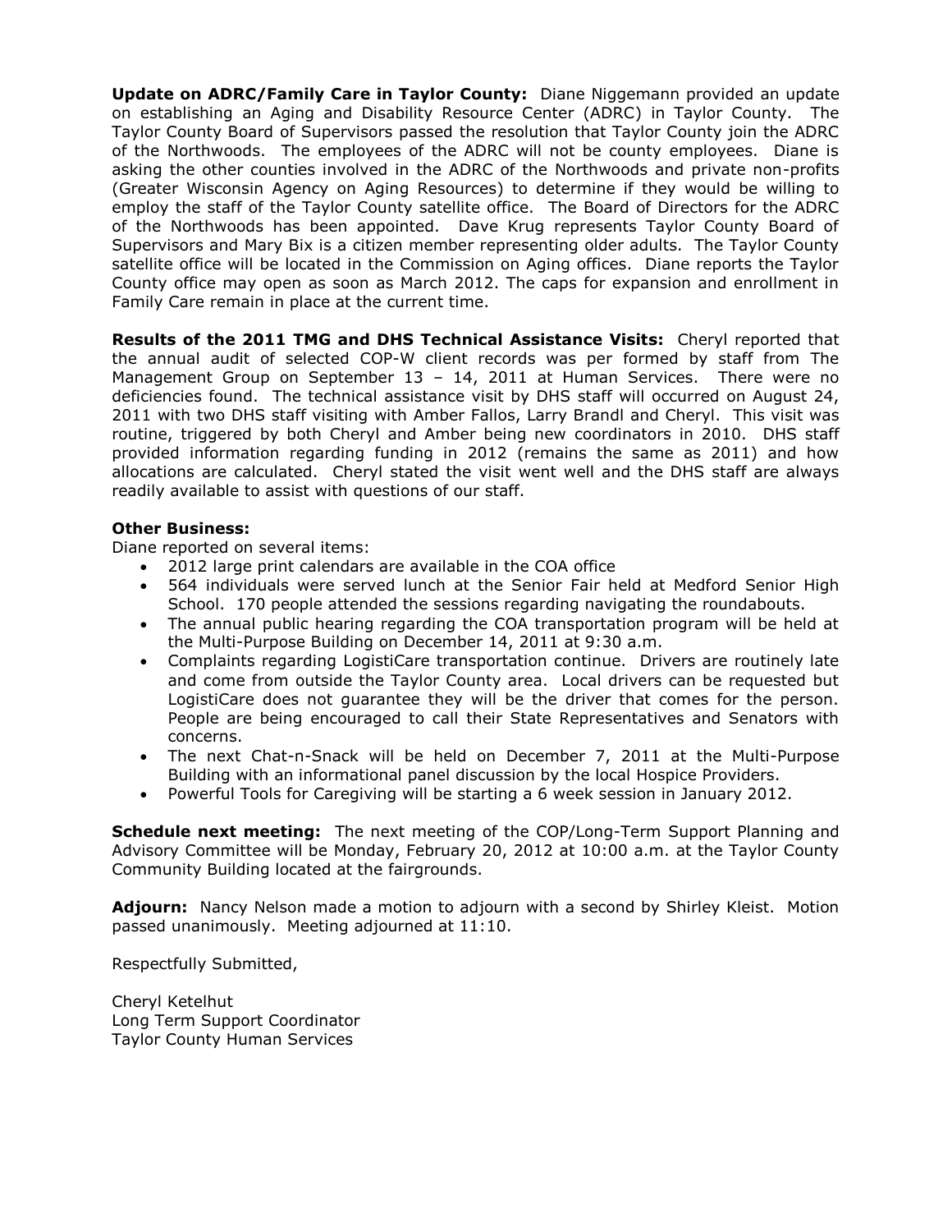**Update on ADRC/Family Care in Taylor County:** Diane Niggemann provided an update on establishing an Aging and Disability Resource Center (ADRC) in Taylor County. The Taylor County Board of Supervisors passed the resolution that Taylor County join the ADRC of the Northwoods. The employees of the ADRC will not be county employees. Diane is asking the other counties involved in the ADRC of the Northwoods and private non-profits (Greater Wisconsin Agency on Aging Resources) to determine if they would be willing to employ the staff of the Taylor County satellite office. The Board of Directors for the ADRC of the Northwoods has been appointed. Dave Krug represents Taylor County Board of Supervisors and Mary Bix is a citizen member representing older adults. The Taylor County satellite office will be located in the Commission on Aging offices. Diane reports the Taylor County office may open as soon as March 2012. The caps for expansion and enrollment in Family Care remain in place at the current time.

**Results of the 2011 TMG and DHS Technical Assistance Visits:** Cheryl reported that the annual audit of selected COP-W client records was per formed by staff from The Management Group on September 13 – 14, 2011 at Human Services. There were no deficiencies found. The technical assistance visit by DHS staff will occurred on August 24, 2011 with two DHS staff visiting with Amber Fallos, Larry Brandl and Cheryl. This visit was routine, triggered by both Cheryl and Amber being new coordinators in 2010. DHS staff provided information regarding funding in 2012 (remains the same as 2011) and how allocations are calculated. Cheryl stated the visit went well and the DHS staff are always readily available to assist with questions of our staff.

**Other Business:**

Diane reported on several items:

- 2012 large print calendars are available in the COA office
- 564 individuals were served lunch at the Senior Fair held at Medford Senior High School. 170 people attended the sessions regarding navigating the roundabouts.
- The annual public hearing regarding the COA transportation program will be held at the Multi-Purpose Building on December 14, 2011 at 9:30 a.m.
- Complaints regarding LogistiCare transportation continue. Drivers are routinely late and come from outside the Taylor County area. Local drivers can be requested but LogistiCare does not guarantee they will be the driver that comes for the person. People are being encouraged to call their State Representatives and Senators with concerns.
- The next Chat-n-Snack will be held on December 7, 2011 at the Multi-Purpose Building with an informational panel discussion by the local Hospice Providers.
- Powerful Tools for Caregiving will be starting a 6 week session in January 2012.

**Schedule next meeting:** The next meeting of the COP/Long-Term Support Planning and Advisory Committee will be Monday, February 20, 2012 at 10:00 a.m. at the Taylor County Community Building located at the fairgrounds.

**Adjourn:** Nancy Nelson made a motion to adjourn with a second by Shirley Kleist. Motion passed unanimously. Meeting adjourned at 11:10.

Respectfully Submitted,

Cheryl Ketelhut
Long Term Support Coordinator
Taylor County Human Services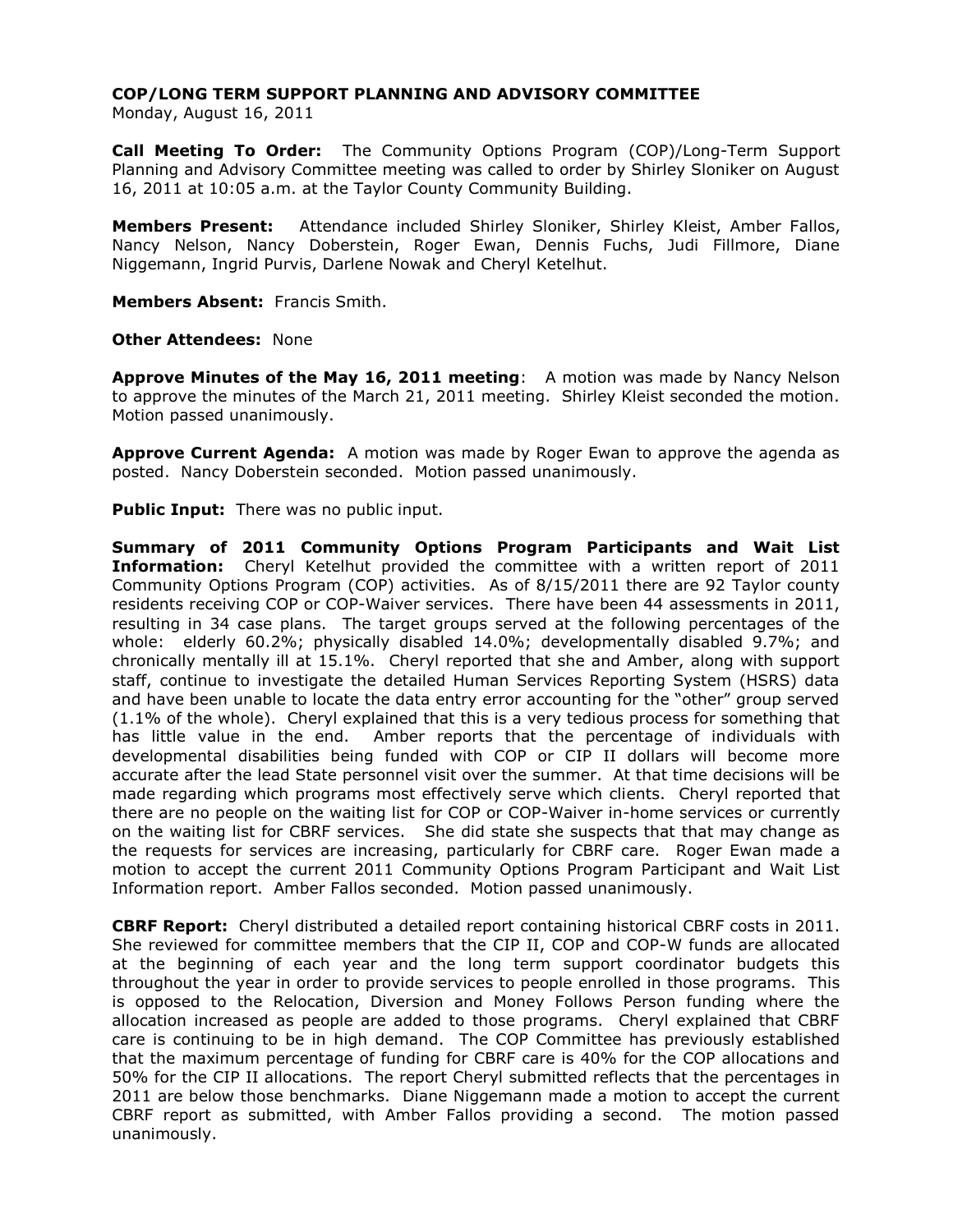**COP/LONG TERM SUPPORT PLANNING AND ADVISORY COMMITTEE**
Monday, August 16, 2011

**Call Meeting To Order:** The Community Options Program (COP)/Long-Term Support Planning and Advisory Committee meeting was called to order by Shirley Sloniker on August 16, 2011 at 10:05 a.m. at the Taylor County Community Building.

**Members Present:** Attendance included Shirley Sloniker, Shirley Kleist, Amber Fallos, Nancy Nelson, Nancy Doberstein, Roger Ewan, Dennis Fuchs, Judi Fillmore, Diane Niggemann, Ingrid Purvis, Darlene Nowak and Cheryl Ketelhut.

**Members Absent:** Francis Smith.

**Other Attendees:** None

**Approve Minutes of the May 16, 2011 meeting**: A motion was made by Nancy Nelson to approve the minutes of the March 21, 2011 meeting. Shirley Kleist seconded the motion. Motion passed unanimously.

**Approve Current Agenda:** A motion was made by Roger Ewan to approve the agenda as posted. Nancy Doberstein seconded. Motion passed unanimously.

**Public Input:** There was no public input.

**Summary of 2011 Community Options Program Participants and Wait List Information:** Cheryl Ketelhut provided the committee with a written report of 2011 Community Options Program (COP) activities. As of 8/15/2011 there are 92 Taylor county residents receiving COP or COP-Waiver services. There have been 44 assessments in 2011, resulting in 34 case plans. The target groups served at the following percentages of the whole: elderly 60.2%; physically disabled 14.0%; developmentally disabled 9.7%; and chronically mentally ill at 15.1%. Cheryl reported that she and Amber, along with support staff, continue to investigate the detailed Human Services Reporting System (HSRS) data and have been unable to locate the data entry error accounting for the "other" group served (1.1% of the whole). Cheryl explained that this is a very tedious process for something that has little value in the end. Amber reports that the percentage of individuals with developmental disabilities being funded with COP or CIP II dollars will become more accurate after the lead State personnel visit over the summer. At that time decisions will be made regarding which programs most effectively serve which clients. Cheryl reported that there are no people on the waiting list for COP or COP-Waiver in-home services or currently on the waiting list for CBRF services. She did state she suspects that that may change as the requests for services are increasing, particularly for CBRF care. Roger Ewan made a motion to accept the current 2011 Community Options Program Participant and Wait List Information report. Amber Fallos seconded. Motion passed unanimously.

**CBRF Report:** Cheryl distributed a detailed report containing historical CBRF costs in 2011. She reviewed for committee members that the CIP II, COP and COP-W funds are allocated at the beginning of each year and the long term support coordinator budgets this throughout the year in order to provide services to people enrolled in those programs. This is opposed to the Relocation, Diversion and Money Follows Person funding where the allocation increased as people are added to those programs. Cheryl explained that CBRF care is continuing to be in high demand. The COP Committee has previously established that the maximum percentage of funding for CBRF care is 40% for the COP allocations and 50% for the CIP II allocations. The report Cheryl submitted reflects that the percentages in 2011 are below those benchmarks. Diane Niggemann made a motion to accept the current CBRF report as submitted, with Amber Fallos providing a second. The motion passed unanimously.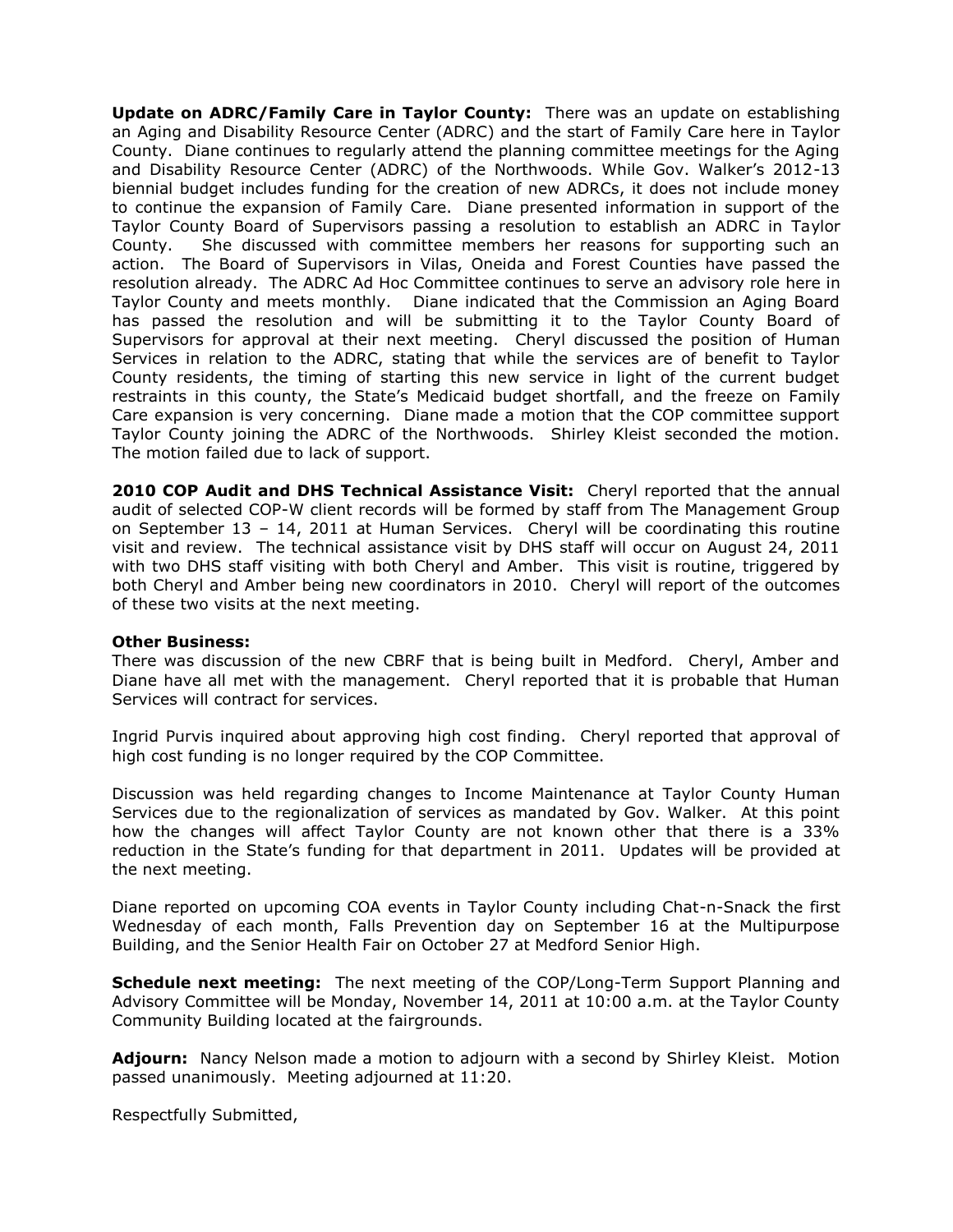**Update on ADRC/Family Care in Taylor County:** There was an update on establishing an Aging and Disability Resource Center (ADRC) and the start of Family Care here in Taylor County. Diane continues to regularly attend the planning committee meetings for the Aging and Disability Resource Center (ADRC) of the Northwoods. While Gov. Walker's 2012-13 biennial budget includes funding for the creation of new ADRCs, it does not include money to continue the expansion of Family Care. Diane presented information in support of the Taylor County Board of Supervisors passing a resolution to establish an ADRC in Taylor County. She discussed with committee members her reasons for supporting such an action. The Board of Supervisors in Vilas, Oneida and Forest Counties have passed the resolution already. The ADRC Ad Hoc Committee continues to serve an advisory role here in Taylor County and meets monthly. Diane indicated that the Commission an Aging Board has passed the resolution and will be submitting it to the Taylor County Board of Supervisors for approval at their next meeting. Cheryl discussed the position of Human Services in relation to the ADRC, stating that while the services are of benefit to Taylor County residents, the timing of starting this new service in light of the current budget restraints in this county, the State's Medicaid budget shortfall, and the freeze on Family Care expansion is very concerning. Diane made a motion that the COP committee support Taylor County joining the ADRC of the Northwoods. Shirley Kleist seconded the motion. The motion failed due to lack of support.

**2010 COP Audit and DHS Technical Assistance Visit:** Cheryl reported that the annual audit of selected COP-W client records will be formed by staff from The Management Group on September 13 – 14, 2011 at Human Services. Cheryl will be coordinating this routine visit and review. The technical assistance visit by DHS staff will occur on August 24, 2011 with two DHS staff visiting with both Cheryl and Amber. This visit is routine, triggered by both Cheryl and Amber being new coordinators in 2010. Cheryl will report of the outcomes of these two visits at the next meeting.

**Other Business:**

There was discussion of the new CBRF that is being built in Medford. Cheryl, Amber and Diane have all met with the management. Cheryl reported that it is probable that Human Services will contract for services.

Ingrid Purvis inquired about approving high cost finding. Cheryl reported that approval of high cost funding is no longer required by the COP Committee.

Discussion was held regarding changes to Income Maintenance at Taylor County Human Services due to the regionalization of services as mandated by Gov. Walker. At this point how the changes will affect Taylor County are not known other that there is a 33% reduction in the State's funding for that department in 2011. Updates will be provided at the next meeting.

Diane reported on upcoming COA events in Taylor County including Chat-n-Snack the first Wednesday of each month, Falls Prevention day on September 16 at the Multipurpose Building, and the Senior Health Fair on October 27 at Medford Senior High.

**Schedule next meeting:** The next meeting of the COP/Long-Term Support Planning and Advisory Committee will be Monday, November 14, 2011 at 10:00 a.m. at the Taylor County Community Building located at the fairgrounds.

**Adjourn:** Nancy Nelson made a motion to adjourn with a second by Shirley Kleist. Motion passed unanimously. Meeting adjourned at 11:20.

Respectfully Submitted,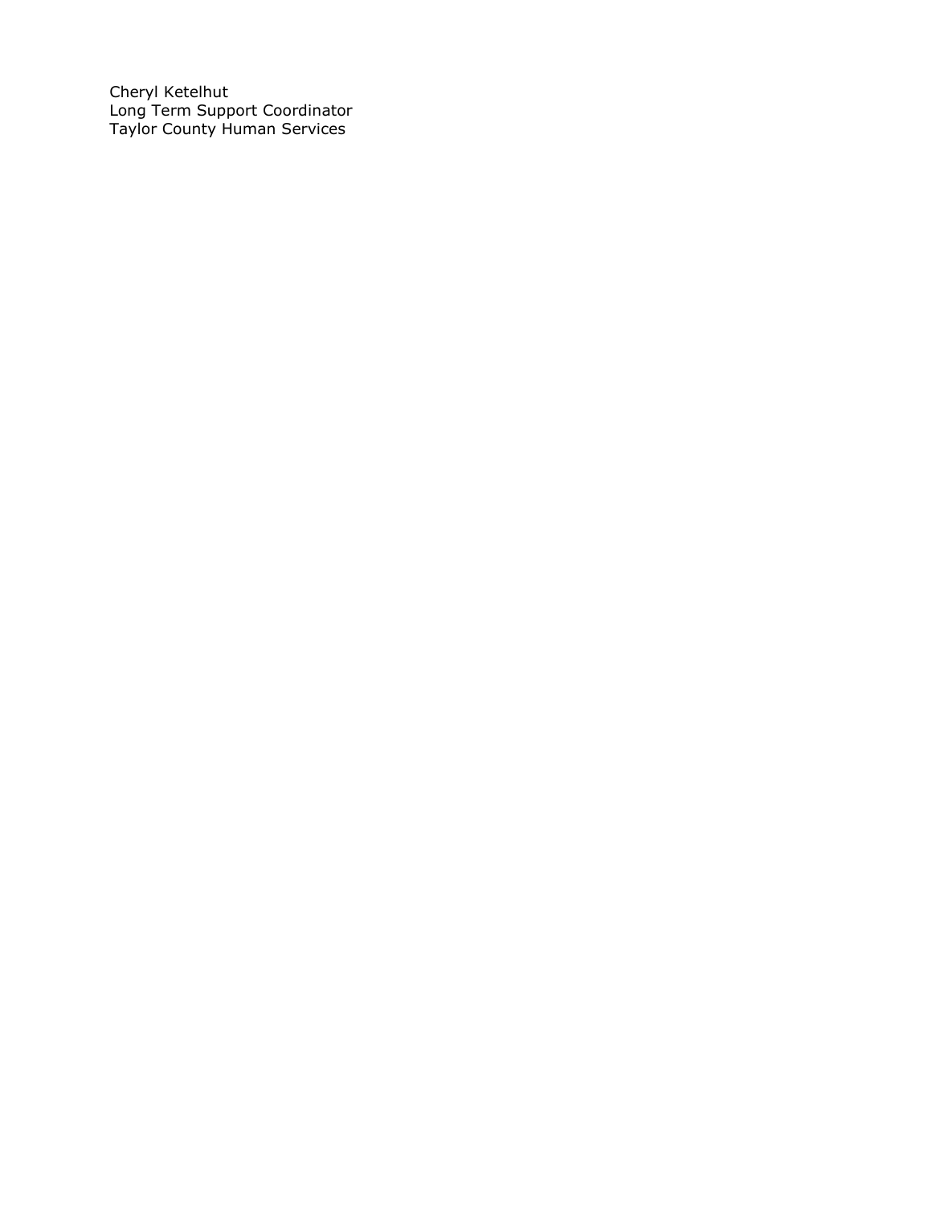Cheryl Ketelhut
Long Term Support Coordinator
Taylor County Human Services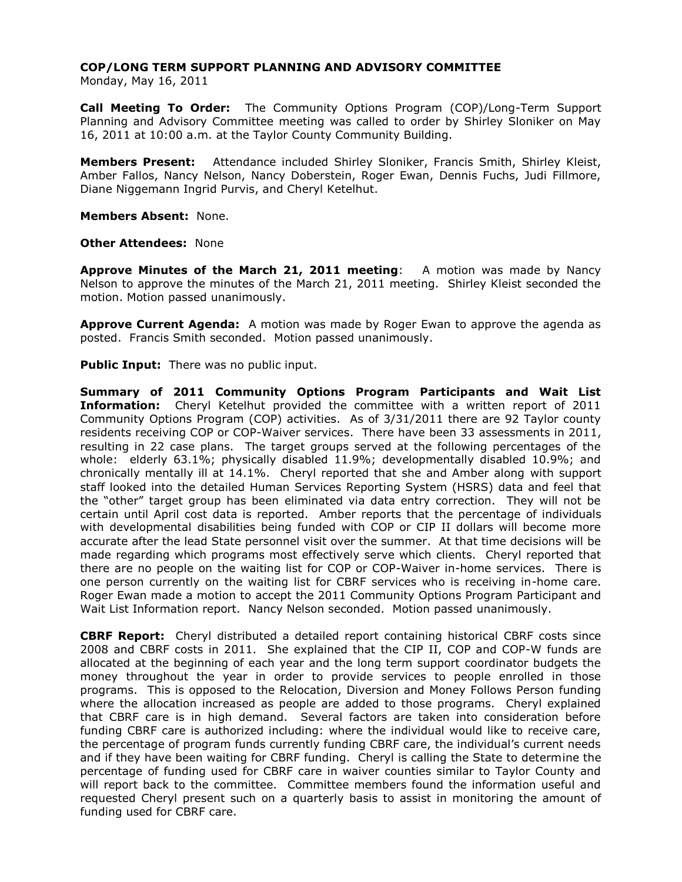**COP/LONG TERM SUPPORT PLANNING AND ADVISORY COMMITTEE**

Monday, May 16, 2011

**Call Meeting To Order:** The Community Options Program (COP)/Long-Term Support Planning and Advisory Committee meeting was called to order by Shirley Sloniker on May 16, 2011 at 10:00 a.m. at the Taylor County Community Building.

**Members Present:** Attendance included Shirley Sloniker, Francis Smith, Shirley Kleist, Amber Fallos, Nancy Nelson, Nancy Doberstein, Roger Ewan, Dennis Fuchs, Judi Fillmore, Diane Niggemann Ingrid Purvis, and Cheryl Ketelhut.

**Members Absent:** None.

**Other Attendees:** None

**Approve Minutes of the March 21, 2011 meeting**: A motion was made by Nancy Nelson to approve the minutes of the March 21, 2011 meeting. Shirley Kleist seconded the motion. Motion passed unanimously.

**Approve Current Agenda:** A motion was made by Roger Ewan to approve the agenda as posted. Francis Smith seconded. Motion passed unanimously.

**Public Input:** There was no public input.

**Summary of 2011 Community Options Program Participants and Wait List Information:** Cheryl Ketelhut provided the committee with a written report of 2011 Community Options Program (COP) activities. As of 3/31/2011 there are 92 Taylor county residents receiving COP or COP-Waiver services. There have been 33 assessments in 2011, resulting in 22 case plans. The target groups served at the following percentages of the whole: elderly 63.1%; physically disabled 11.9%; developmentally disabled 10.9%; and chronically mentally ill at 14.1%. Cheryl reported that she and Amber along with support staff looked into the detailed Human Services Reporting System (HSRS) data and feel that the "other" target group has been eliminated via data entry correction. They will not be certain until April cost data is reported. Amber reports that the percentage of individuals with developmental disabilities being funded with COP or CIP II dollars will become more accurate after the lead State personnel visit over the summer. At that time decisions will be made regarding which programs most effectively serve which clients. Cheryl reported that there are no people on the waiting list for COP or COP-Waiver in-home services. There is one person currently on the waiting list for CBRF services who is receiving in-home care. Roger Ewan made a motion to accept the 2011 Community Options Program Participant and Wait List Information report. Nancy Nelson seconded. Motion passed unanimously.

**CBRF Report:** Cheryl distributed a detailed report containing historical CBRF costs since 2008 and CBRF costs in 2011. She explained that the CIP II, COP and COP-W funds are allocated at the beginning of each year and the long term support coordinator budgets the money throughout the year in order to provide services to people enrolled in those programs. This is opposed to the Relocation, Diversion and Money Follows Person funding where the allocation increased as people are added to those programs. Cheryl explained that CBRF care is in high demand. Several factors are taken into consideration before funding CBRF care is authorized including: where the individual would like to receive care, the percentage of program funds currently funding CBRF care, the individual's current needs and if they have been waiting for CBRF funding. Cheryl is calling the State to determine the percentage of funding used for CBRF care in waiver counties similar to Taylor County and will report back to the committee. Committee members found the information useful and requested Cheryl present such on a quarterly basis to assist in monitoring the amount of funding used for CBRF care.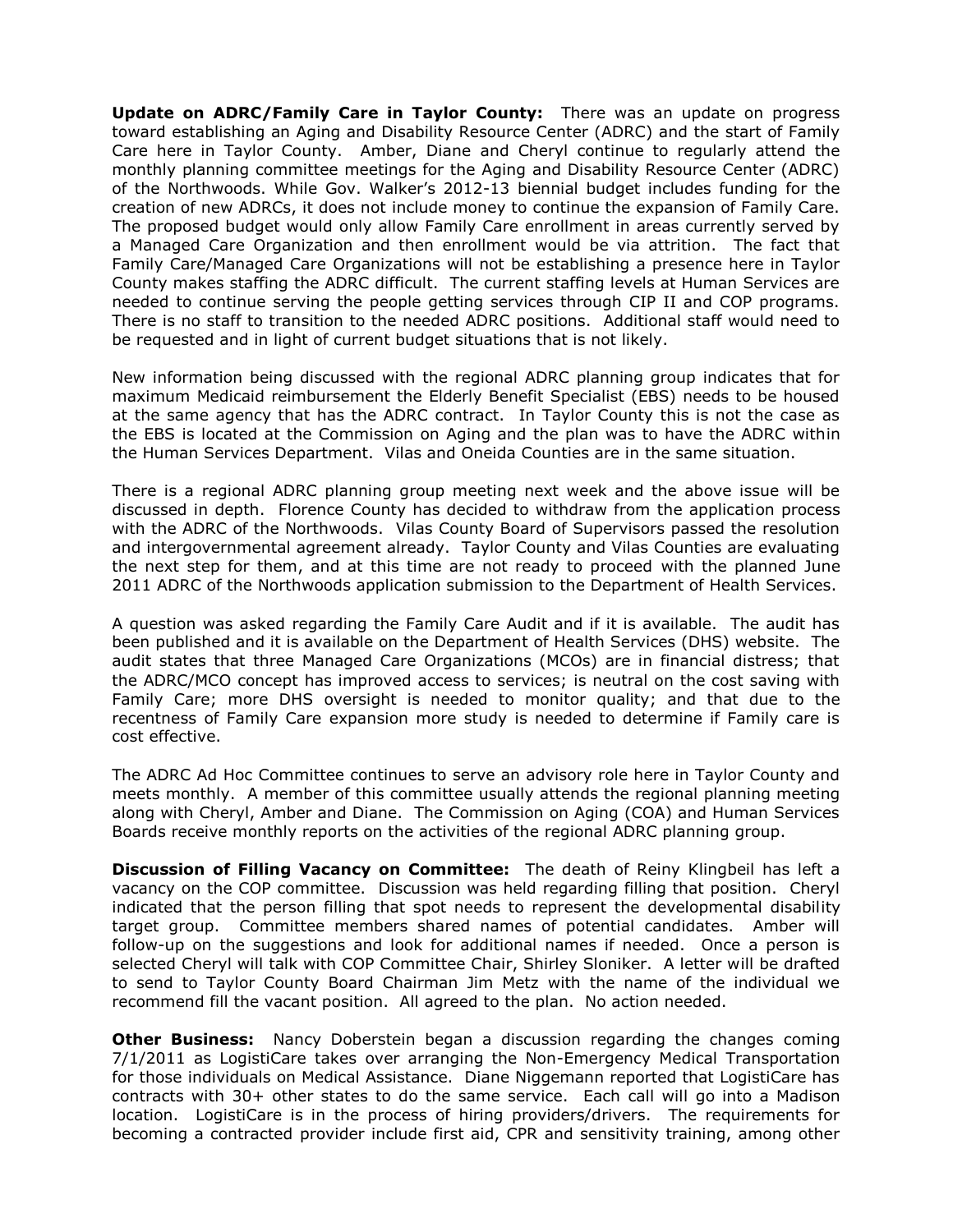**Update on ADRC/Family Care in Taylor County:** There was an update on progress toward establishing an Aging and Disability Resource Center (ADRC) and the start of Family Care here in Taylor County. Amber, Diane and Cheryl continue to regularly attend the monthly planning committee meetings for the Aging and Disability Resource Center (ADRC) of the Northwoods. While Gov. Walker's 2012-13 biennial budget includes funding for the creation of new ADRCs, it does not include money to continue the expansion of Family Care. The proposed budget would only allow Family Care enrollment in areas currently served by a Managed Care Organization and then enrollment would be via attrition. The fact that Family Care/Managed Care Organizations will not be establishing a presence here in Taylor County makes staffing the ADRC difficult. The current staffing levels at Human Services are needed to continue serving the people getting services through CIP II and COP programs. There is no staff to transition to the needed ADRC positions. Additional staff would need to be requested and in light of current budget situations that is not likely.

New information being discussed with the regional ADRC planning group indicates that for maximum Medicaid reimbursement the Elderly Benefit Specialist (EBS) needs to be housed at the same agency that has the ADRC contract. In Taylor County this is not the case as the EBS is located at the Commission on Aging and the plan was to have the ADRC within the Human Services Department. Vilas and Oneida Counties are in the same situation.

There is a regional ADRC planning group meeting next week and the above issue will be discussed in depth. Florence County has decided to withdraw from the application process with the ADRC of the Northwoods. Vilas County Board of Supervisors passed the resolution and intergovernmental agreement already. Taylor County and Vilas Counties are evaluating the next step for them, and at this time are not ready to proceed with the planned June 2011 ADRC of the Northwoods application submission to the Department of Health Services.

A question was asked regarding the Family Care Audit and if it is available. The audit has been published and it is available on the Department of Health Services (DHS) website. The audit states that three Managed Care Organizations (MCOs) are in financial distress; that the ADRC/MCO concept has improved access to services; is neutral on the cost saving with Family Care; more DHS oversight is needed to monitor quality; and that due to the recentness of Family Care expansion more study is needed to determine if Family care is cost effective.

The ADRC Ad Hoc Committee continues to serve an advisory role here in Taylor County and meets monthly. A member of this committee usually attends the regional planning meeting along with Cheryl, Amber and Diane. The Commission on Aging (COA) and Human Services Boards receive monthly reports on the activities of the regional ADRC planning group.

**Discussion of Filling Vacancy on Committee:** The death of Reiny Klingbeil has left a vacancy on the COP committee. Discussion was held regarding filling that position. Cheryl indicated that the person filling that spot needs to represent the developmental disability target group. Committee members shared names of potential candidates. Amber will follow-up on the suggestions and look for additional names if needed. Once a person is selected Cheryl will talk with COP Committee Chair, Shirley Sloniker. A letter will be drafted to send to Taylor County Board Chairman Jim Metz with the name of the individual we recommend fill the vacant position. All agreed to the plan. No action needed.

**Other Business:** Nancy Doberstein began a discussion regarding the changes coming 7/1/2011 as LogistiCare takes over arranging the Non-Emergency Medical Transportation for those individuals on Medical Assistance. Diane Niggemann reported that LogistiCare has contracts with 30+ other states to do the same service. Each call will go into a Madison location. LogistiCare is in the process of hiring providers/drivers. The requirements for becoming a contracted provider include first aid, CPR and sensitivity training, among other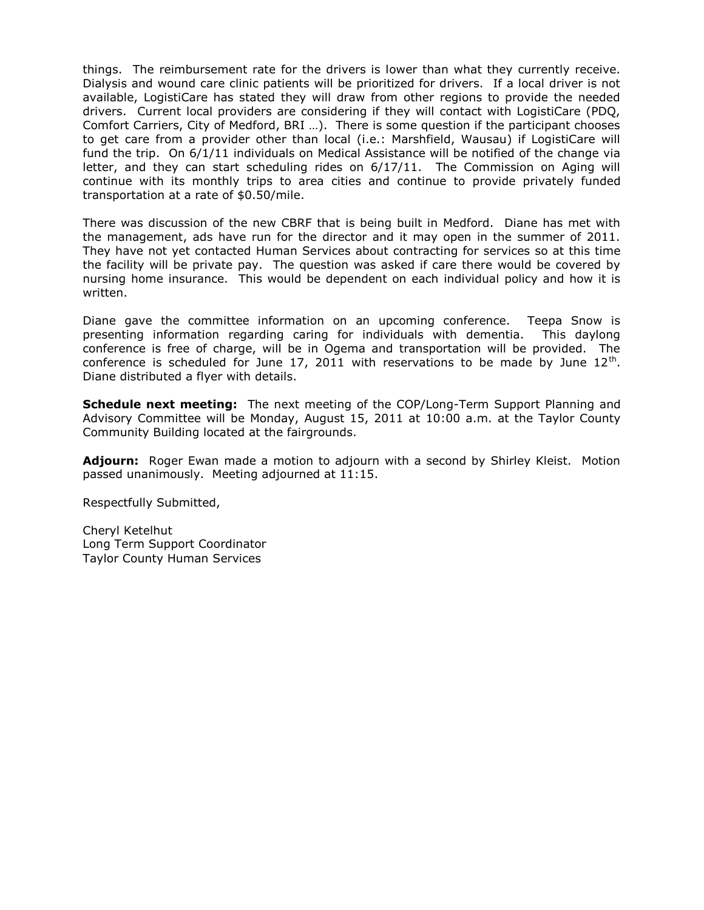things. The reimbursement rate for the drivers is lower than what they currently receive. Dialysis and wound care clinic patients will be prioritized for drivers. If a local driver is not available, LogistiCare has stated they will draw from other regions to provide the needed drivers. Current local providers are considering if they will contact with LogistiCare (PDQ, Comfort Carriers, City of Medford, BRI …). There is some question if the participant chooses to get care from a provider other than local (i.e.: Marshfield, Wausau) if LogistiCare will fund the trip. On 6/1/11 individuals on Medical Assistance will be notified of the change via letter, and they can start scheduling rides on 6/17/11. The Commission on Aging will continue with its monthly trips to area cities and continue to provide privately funded transportation at a rate of $0.50/mile.

There was discussion of the new CBRF that is being built in Medford. Diane has met with the management, ads have run for the director and it may open in the summer of 2011. They have not yet contacted Human Services about contracting for services so at this time the facility will be private pay. The question was asked if care there would be covered by nursing home insurance. This would be dependent on each individual policy and how it is written.

Diane gave the committee information on an upcoming conference. Teepa Snow is presenting information regarding caring for individuals with dementia. This daylong conference is free of charge, will be in Ogema and transportation will be provided. The conference is scheduled for June 17, 2011 with reservations to be made by June 12th. Diane distributed a flyer with details.

**Schedule next meeting:** The next meeting of the COP/Long-Term Support Planning and Advisory Committee will be Monday, August 15, 2011 at 10:00 a.m. at the Taylor County Community Building located at the fairgrounds.

**Adjourn:** Roger Ewan made a motion to adjourn with a second by Shirley Kleist. Motion passed unanimously. Meeting adjourned at 11:15.

Respectfully Submitted,

Cheryl Ketelhut
Long Term Support Coordinator
Taylor County Human Services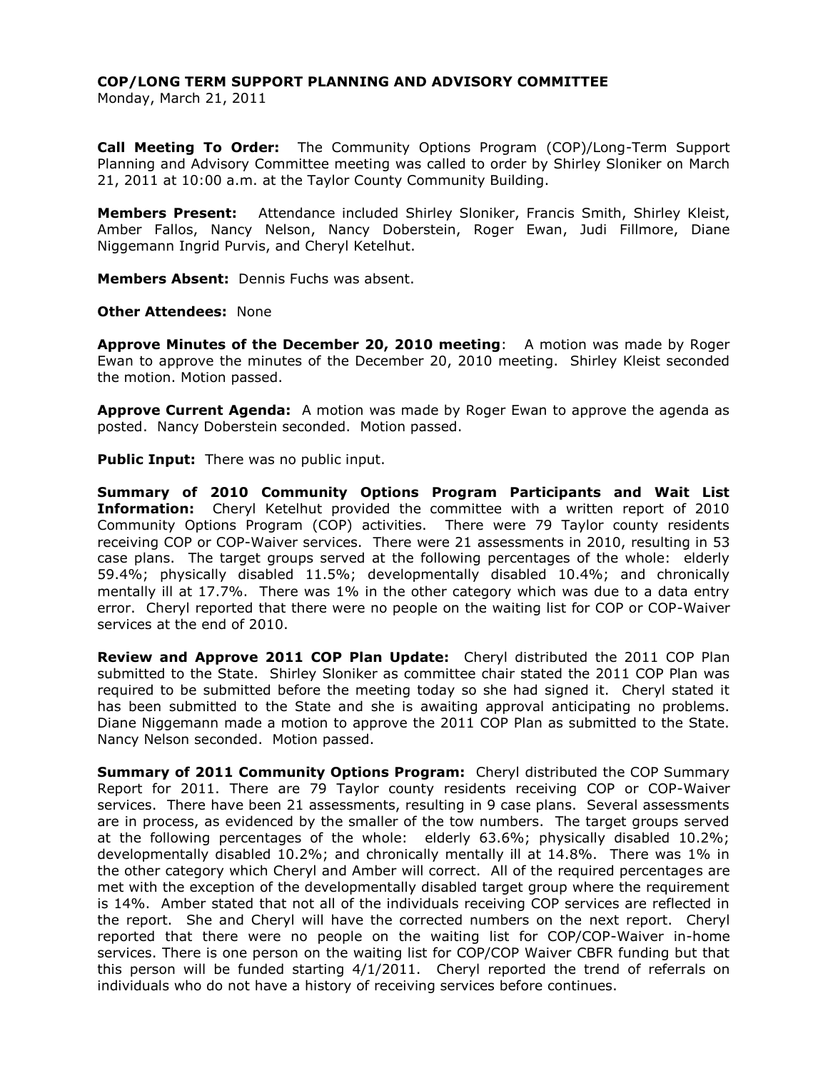# COP/LONG TERM SUPPORT PLANNING AND ADVISORY COMMITTEE

Monday, March 21, 2011

**Call Meeting To Order:** The Community Options Program (COP)/Long-Term Support Planning and Advisory Committee meeting was called to order by Shirley Sloniker on March 21, 2011 at 10:00 a.m. at the Taylor County Community Building.

**Members Present:** Attendance included Shirley Sloniker, Francis Smith, Shirley Kleist, Amber Fallos, Nancy Nelson, Nancy Doberstein, Roger Ewan, Judi Fillmore, Diane Niggemann Ingrid Purvis, and Cheryl Ketelhut.

**Members Absent:** Dennis Fuchs was absent.

**Other Attendees:** None

**Approve Minutes of the December 20, 2010 meeting**: A motion was made by Roger Ewan to approve the minutes of the December 20, 2010 meeting. Shirley Kleist seconded the motion. Motion passed.

**Approve Current Agenda:** A motion was made by Roger Ewan to approve the agenda as posted. Nancy Doberstein seconded. Motion passed.

**Public Input:** There was no public input.

**Summary of 2010 Community Options Program Participants and Wait List Information:** Cheryl Ketelhut provided the committee with a written report of 2010 Community Options Program (COP) activities. There were 79 Taylor county residents receiving COP or COP-Waiver services. There were 21 assessments in 2010, resulting in 53 case plans. The target groups served at the following percentages of the whole: elderly 59.4%; physically disabled 11.5%; developmentally disabled 10.4%; and chronically mentally ill at 17.7%. There was 1% in the other category which was due to a data entry error. Cheryl reported that there were no people on the waiting list for COP or COP-Waiver services at the end of 2010.

**Review and Approve 2011 COP Plan Update:** Cheryl distributed the 2011 COP Plan submitted to the State. Shirley Sloniker as committee chair stated the 2011 COP Plan was required to be submitted before the meeting today so she had signed it. Cheryl stated it has been submitted to the State and she is awaiting approval anticipating no problems. Diane Niggemann made a motion to approve the 2011 COP Plan as submitted to the State. Nancy Nelson seconded. Motion passed.

**Summary of 2011 Community Options Program:** Cheryl distributed the COP Summary Report for 2011. There are 79 Taylor county residents receiving COP or COP-Waiver services. There have been 21 assessments, resulting in 9 case plans. Several assessments are in process, as evidenced by the smaller of the tow numbers. The target groups served at the following percentages of the whole: elderly 63.6%; physically disabled 10.2%; developmentally disabled 10.2%; and chronically mentally ill at 14.8%. There was 1% in the other category which Cheryl and Amber will correct. All of the required percentages are met with the exception of the developmentally disabled target group where the requirement is 14%. Amber stated that not all of the individuals receiving COP services are reflected in the report. She and Cheryl will have the corrected numbers on the next report. Cheryl reported that there were no people on the waiting list for COP/COP-Waiver in-home services. There is one person on the waiting list for COP/COP Waiver CBFR funding but that this person will be funded starting 4/1/2011. Cheryl reported the trend of referrals on individuals who do not have a history of receiving services before continues.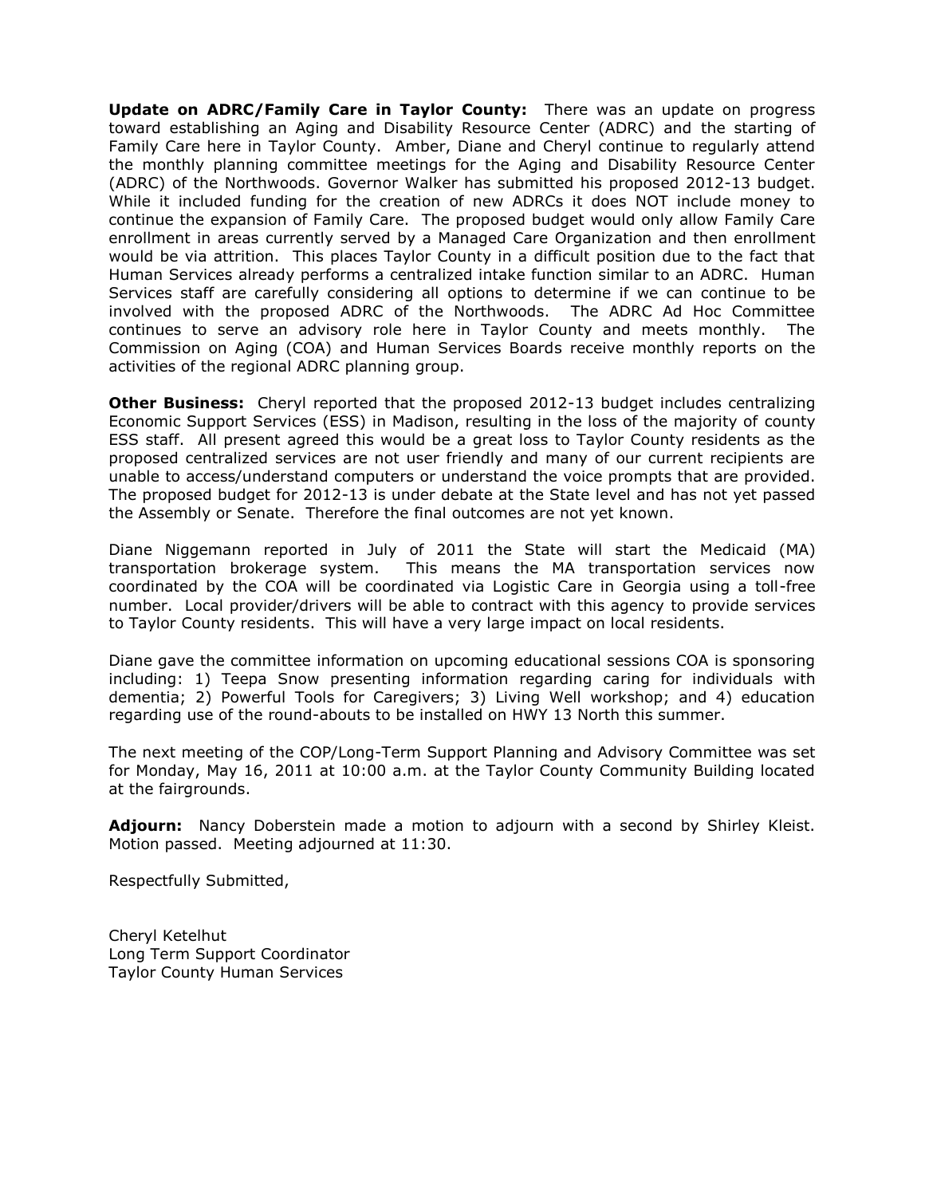**Update on ADRC/Family Care in Taylor County:** There was an update on progress toward establishing an Aging and Disability Resource Center (ADRC) and the starting of Family Care here in Taylor County. Amber, Diane and Cheryl continue to regularly attend the monthly planning committee meetings for the Aging and Disability Resource Center (ADRC) of the Northwoods. Governor Walker has submitted his proposed 2012-13 budget. While it included funding for the creation of new ADRCs it does NOT include money to continue the expansion of Family Care. The proposed budget would only allow Family Care enrollment in areas currently served by a Managed Care Organization and then enrollment would be via attrition. This places Taylor County in a difficult position due to the fact that Human Services already performs a centralized intake function similar to an ADRC. Human Services staff are carefully considering all options to determine if we can continue to be involved with the proposed ADRC of the Northwoods. The ADRC Ad Hoc Committee continues to serve an advisory role here in Taylor County and meets monthly. The Commission on Aging (COA) and Human Services Boards receive monthly reports on the activities of the regional ADRC planning group.

**Other Business:** Cheryl reported that the proposed 2012-13 budget includes centralizing Economic Support Services (ESS) in Madison, resulting in the loss of the majority of county ESS staff. All present agreed this would be a great loss to Taylor County residents as the proposed centralized services are not user friendly and many of our current recipients are unable to access/understand computers or understand the voice prompts that are provided. The proposed budget for 2012-13 is under debate at the State level and has not yet passed the Assembly or Senate. Therefore the final outcomes are not yet known.

Diane Niggemann reported in July of 2011 the State will start the Medicaid (MA) transportation brokerage system. This means the MA transportation services now coordinated by the COA will be coordinated via Logistic Care in Georgia using a toll-free number. Local provider/drivers will be able to contract with this agency to provide services to Taylor County residents. This will have a very large impact on local residents.

Diane gave the committee information on upcoming educational sessions COA is sponsoring including: 1) Teepa Snow presenting information regarding caring for individuals with dementia; 2) Powerful Tools for Caregivers; 3) Living Well workshop; and 4) education regarding use of the round-abouts to be installed on HWY 13 North this summer.

The next meeting of the COP/Long-Term Support Planning and Advisory Committee was set for Monday, May 16, 2011 at 10:00 a.m. at the Taylor County Community Building located at the fairgrounds.

**Adjourn:** Nancy Doberstein made a motion to adjourn with a second by Shirley Kleist. Motion passed. Meeting adjourned at 11:30.

Respectfully Submitted,

Cheryl Ketelhut
Long Term Support Coordinator
Taylor County Human Services